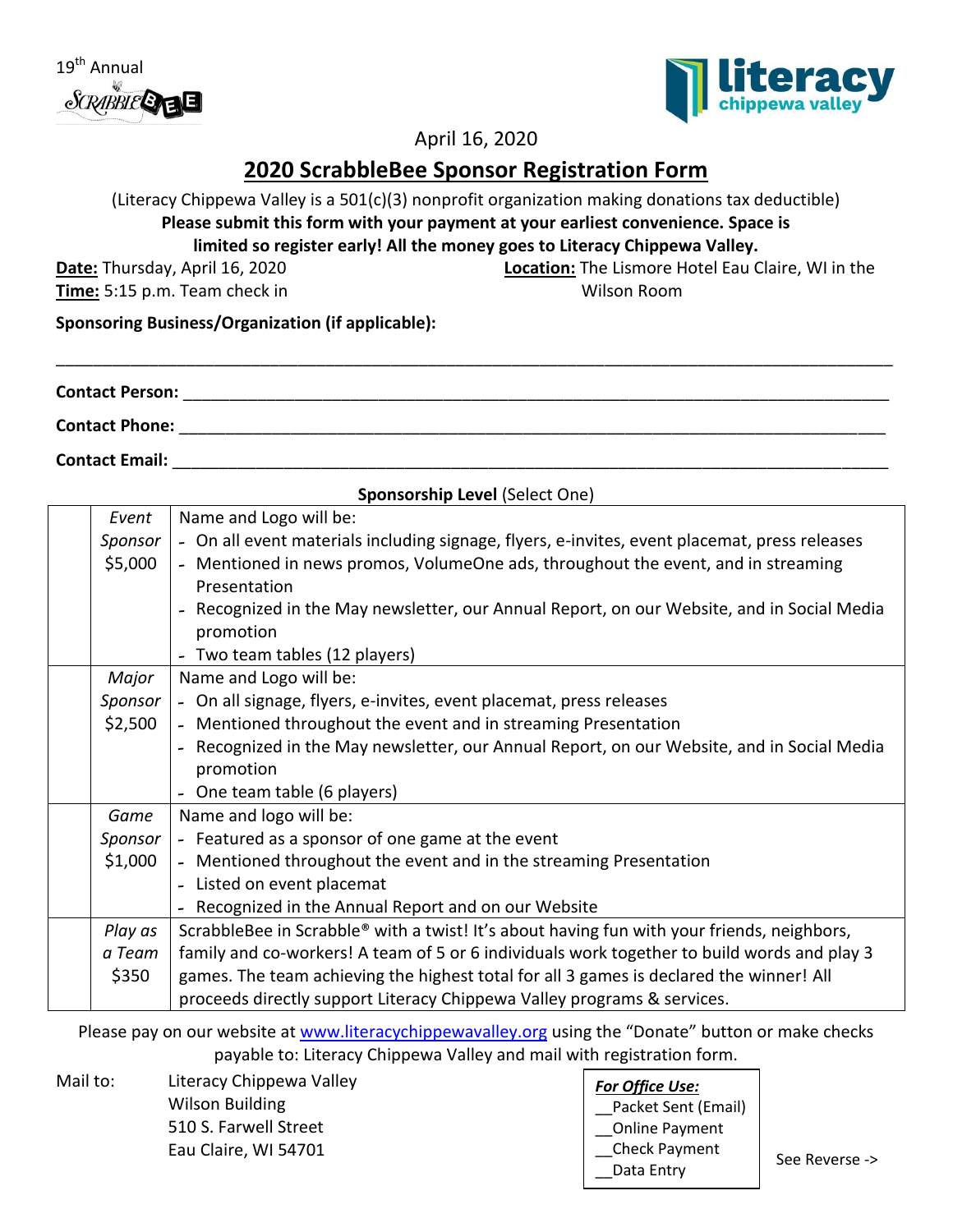19th Annual

ScrabbleBee

literacy chippewa valley

April 16, 2020

# 2020 ScrabbleBee Sponsor Registration Form

(Literacy Chippewa Valley is a 501(c)(3) nonprofit organization making donations tax deductible)

**Please submit this form with your payment at your earliest convenience. Space is limited so register early! All the money goes to Literacy Chippewa Valley.**

**Date:** Thursday, April 16, 2020

**Time:** 5:15 p.m. Team check in

**Location:** The Lismore Hotel Eau Claire, WI in the Wilson Room

**Sponsoring Business/Organization (if applicable):**

___________________________________________________________________________

**Contact Person:** ________________________________________________________________

**Contact Phone:** ________________________________________________________________

**Contact Email:** ________________________________________________________________

**Sponsorship Level** (Select One)

| | Level | Benefits |
|---|---|---|
| | *Event Sponsor* $5,000 | Name and Logo will be:<br>- On all event materials including signage, flyers, e-invites, event placemat, press releases<br>- Mentioned in news promos, VolumeOne ads, throughout the event, and in streaming Presentation<br>- Recognized in the May newsletter, our Annual Report, on our Website, and in Social Media promotion<br>- Two team tables (12 players) |
| | *Major Sponsor* $2,500 | Name and Logo will be:<br>- On all signage, flyers, e-invites, event placemat, press releases<br>- Mentioned throughout the event and in streaming Presentation<br>- Recognized in the May newsletter, our Annual Report, on our Website, and in Social Media promotion<br>- One team table (6 players) |
| | *Game Sponsor* $1,000 | Name and logo will be:<br>- Featured as a sponsor of one game at the event<br>- Mentioned throughout the event and in the streaming Presentation<br>- Listed on event placemat<br>- Recognized in the Annual Report and on our Website |
| | *Play as a Team* $350 | ScrabbleBee in Scrabble® with a twist! It's about having fun with your friends, neighbors, family and co-workers! A team of 5 or 6 individuals work together to build words and play 3 games. The team achieving the highest total for all 3 games is declared the winner! All proceeds directly support Literacy Chippewa Valley programs & services. |

Please pay on our website at www.literacychippewavalley.org using the "Donate" button or make checks payable to: Literacy Chippewa Valley and mail with registration form.

Mail to: Literacy Chippewa Valley
Wilson Building
510 S. Farwell Street
Eau Claire, WI 54701

***For Office Use:***
__Packet Sent (Email)
__Online Payment
__Check Payment
__Data Entry

See Reverse ->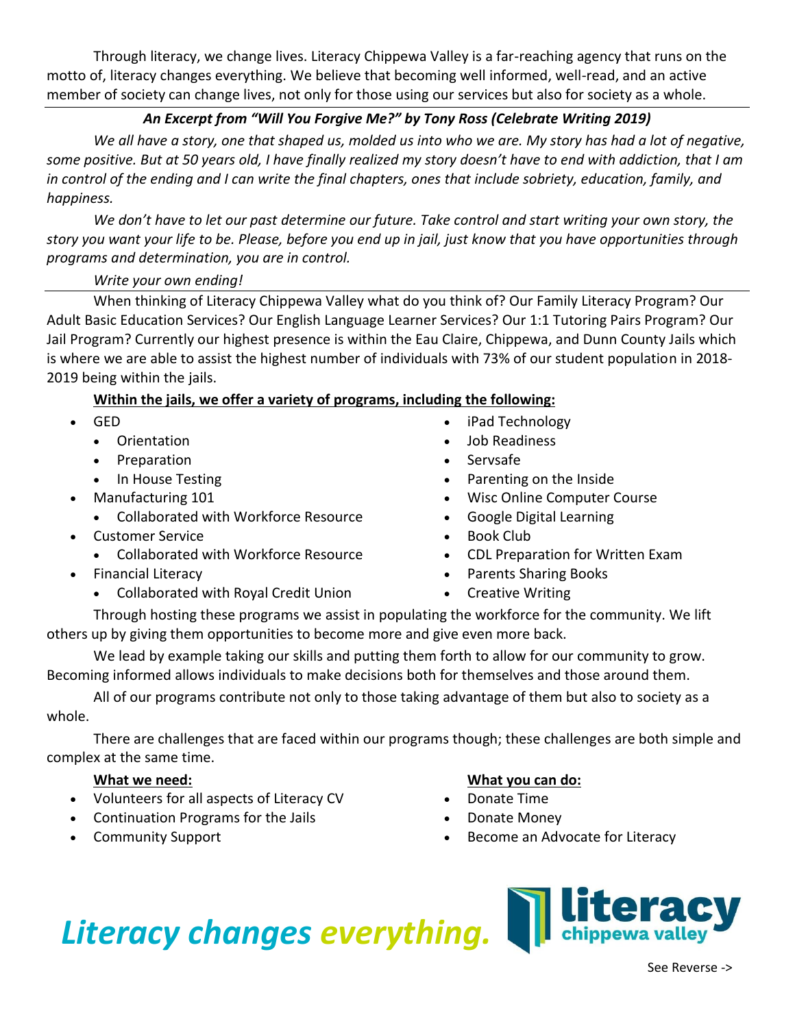Through literacy, we change lives. Literacy Chippewa Valley is a far-reaching agency that runs on the motto of, literacy changes everything. We believe that becoming well informed, well-read, and an active member of society can change lives, not only for those using our services but also for society as a whole.

---

***An Excerpt from "Will You Forgive Me?" by Tony Ross (Celebrate Writing 2019)***

*We all have a story, one that shaped us, molded us into who we are. My story has had a lot of negative, some positive. But at 50 years old, I have finally realized my story doesn't have to end with addiction, that I am in control of the ending and I can write the final chapters, ones that include sobriety, education, family, and happiness.*

*We don't have to let our past determine our future. Take control and start writing your own story, the story you want your life to be. Please, before you end up in jail, just know that you have opportunities through programs and determination, you are in control.*

*Write your own ending!*

---

When thinking of Literacy Chippewa Valley what do you think of? Our Family Literacy Program? Our Adult Basic Education Services? Our English Language Learner Services? Our 1:1 Tutoring Pairs Program? Our Jail Program? Currently our highest presence is within the Eau Claire, Chippewa, and Dunn County Jails which is where we are able to assist the highest number of individuals with 73% of our student population in 2018-2019 being within the jails.

**Within the jails, we offer a variety of programs, including the following:**

- GED
  - Orientation
  - Preparation
  - In House Testing
- Manufacturing 101
  - Collaborated with Workforce Resource
- Customer Service
  - Collaborated with Workforce Resource
- Financial Literacy
  - Collaborated with Royal Credit Union
- iPad Technology
- Job Readiness
- Servsafe
- Parenting on the Inside
- Wisc Online Computer Course
- Google Digital Learning
- Book Club
- CDL Preparation for Written Exam
- Parents Sharing Books
- Creative Writing

Through hosting these programs we assist in populating the workforce for the community. We lift others up by giving them opportunities to become more and give even more back.

We lead by example taking our skills and putting them forth to allow for our community to grow. Becoming informed allows individuals to make decisions both for themselves and those around them.

All of our programs contribute not only to those taking advantage of them but also to society as a whole.

There are challenges that are faced within our programs though; these challenges are both simple and complex at the same time.

**What we need:**

- Volunteers for all aspects of Literacy CV
- Continuation Programs for the Jails
- Community Support

**What you can do:**

- Donate Time
- Donate Money
- Become an Advocate for Literacy

*Literacy changes everything.*

literacy chippewa valley

See Reverse ->